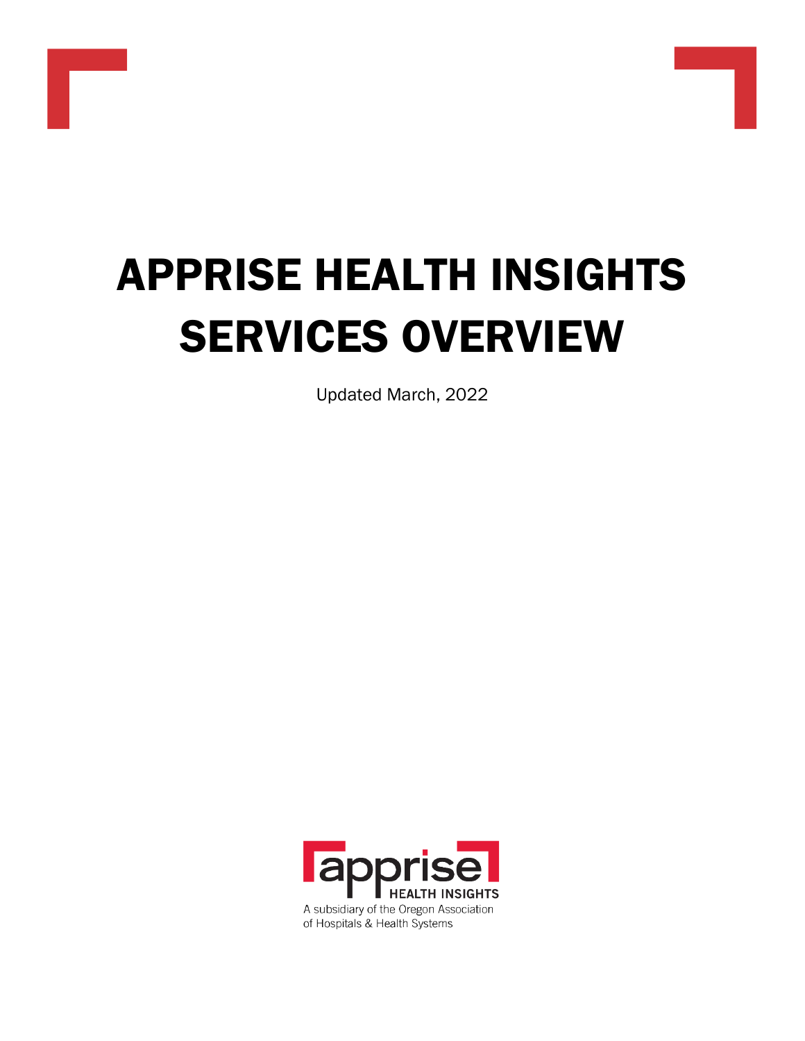# APPRISE HEALTH INSIGHTS SERVICES OVERVIEW

Updated March, 2022

apprise HEALTH INSIGHTS

A subsidiary of the Oregon Association of Hospitals & Health Systems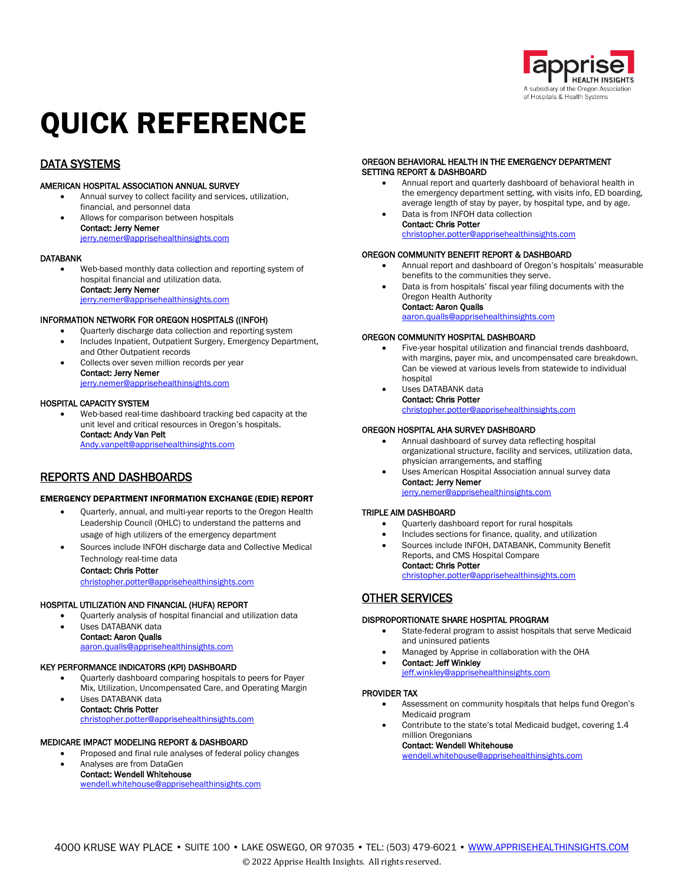# QUICK REFERENCE

## DATA SYSTEMS

### AMERICAN HOSPITAL ASSOCIATION ANNUAL SURVEY

- Annual survey to collect facility and services, utilization, financial, and personnel data
- Allows for comparison between hospitals
  **Contact: Jerry Nemer**
  jerry.nemer@apprisehealthinsights.com

### DATABANK

- Web-based monthly data collection and reporting system of hospital financial and utilization data.
  **Contact: Jerry Nemer**
  jerry.nemer@apprisehealthinsights.com

### INFORMATION NETWORK FOR OREGON HOSPITALS ((INFOH)

- Quarterly discharge data collection and reporting system
- Includes Inpatient, Outpatient Surgery, Emergency Department, and Other Outpatient records
- Collects over seven million records per year
  **Contact: Jerry Nemer**
  jerry.nemer@apprisehealthinsights.com

### HOSPITAL CAPACITY SYSTEM

- Web-based real-time dashboard tracking bed capacity at the unit level and critical resources in Oregon's hospitals.
  **Contact: Andy Van Pelt**
  Andy.vanpelt@apprisehealthinsights.com

## REPORTS AND DASHBOARDS

### EMERGENCY DEPARTMENT INFORMATION EXCHANGE (EDIE) REPORT

- Quarterly, annual, and multi-year reports to the Oregon Health Leadership Council (OHLC) to understand the patterns and usage of high utilizers of the emergency department
- Sources include INFOH discharge data and Collective Medical Technology real-time data
  **Contact: Chris Potter**
  christopher.potter@apprisehealthinsights.com

### HOSPITAL UTILIZATION AND FINANCIAL (HUFA) REPORT

- Quarterly analysis of hospital financial and utilization data
- Uses DATABANK data
  **Contact: Aaron Qualls**
  aaron.qualls@apprisehealthinsights.com

### KEY PERFORMANCE INDICATORS (KPI) DASHBOARD

- Quarterly dashboard comparing hospitals to peers for Payer Mix, Utilization, Uncompensated Care, and Operating Margin
- Uses DATABANK data
  **Contact: Chris Potter**
  christopher.potter@apprisehealthinsights.com

### MEDICARE IMPACT MODELING REPORT & DASHBOARD

- Proposed and final rule analyses of federal policy changes
- Analyses are from DataGen
  **Contact: Wendell Whitehouse**
  wendell.whitehouse@apprisehealthinsights.com

### OREGON BEHAVIORAL HEALTH IN THE EMERGENCY DEPARTMENT SETTING REPORT & DASHBOARD

- Annual report and quarterly dashboard of behavioral health in the emergency department setting, with visits info, ED boarding, average length of stay by payer, by hospital type, and by age.
- Data is from INFOH data collection
  **Contact: Chris Potter**
  christopher.potter@apprisehealthinsights.com

### OREGON COMMUNITY BENEFIT REPORT & DASHBOARD

- Annual report and dashboard of Oregon's hospitals' measurable benefits to the communities they serve.
- Data is from hospitals' fiscal year filing documents with the Oregon Health Authority
  **Contact: Aaron Qualls**
  aaron.qualls@apprisehealthinsights.com

### OREGON COMMUNITY HOSPITAL DASHBOARD

- Five-year hospital utilization and financial trends dashboard, with margins, payer mix, and uncompensated care breakdown. Can be viewed at various levels from statewide to individual hospital
- Uses DATABANK data
  **Contact: Chris Potter**
  christopher.potter@apprisehealthinsights.com

### OREGON HOSPITAL AHA SURVEY DASHBOARD

- Annual dashboard of survey data reflecting hospital organizational structure, facility and services, utilization data, physician arrangements, and staffing
- Uses American Hospital Association annual survey data
  **Contact: Jerry Nemer**
  jerry.nemer@apprisehealthinsights.com

### TRIPLE AIM DASHBOARD

- Quarterly dashboard report for rural hospitals
- Includes sections for finance, quality, and utilization
- Sources include INFOH, DATABANK, Community Benefit Reports, and CMS Hospital Compare
  **Contact: Chris Potter**
  christopher.potter@apprisehealthinsights.com

## OTHER SERVICES

### DISPROPORTIONATE SHARE HOSPITAL PROGRAM

- State-federal program to assist hospitals that serve Medicaid and uninsured patients
- Managed by Apprise in collaboration with the OHA
- **Contact: Jeff Winkley**
  jeff.winkley@apprisehealthinsights.com

### PROVIDER TAX

- Assessment on community hospitals that helps fund Oregon's Medicaid program
- Contribute to the state's total Medicaid budget, covering 1.4 million Oregonians
  **Contact: Wendell Whitehouse**
  wendell.whitehouse@apprisehealthinsights.com

4000 KRUSE WAY PLACE • SUITE 100 • LAKE OSWEGO, OR 97035 • TEL: (503) 479-6021 • WWW.APPRISEHEALTHINSIGHTS.COM

© 2022 Apprise Health Insights. All rights reserved.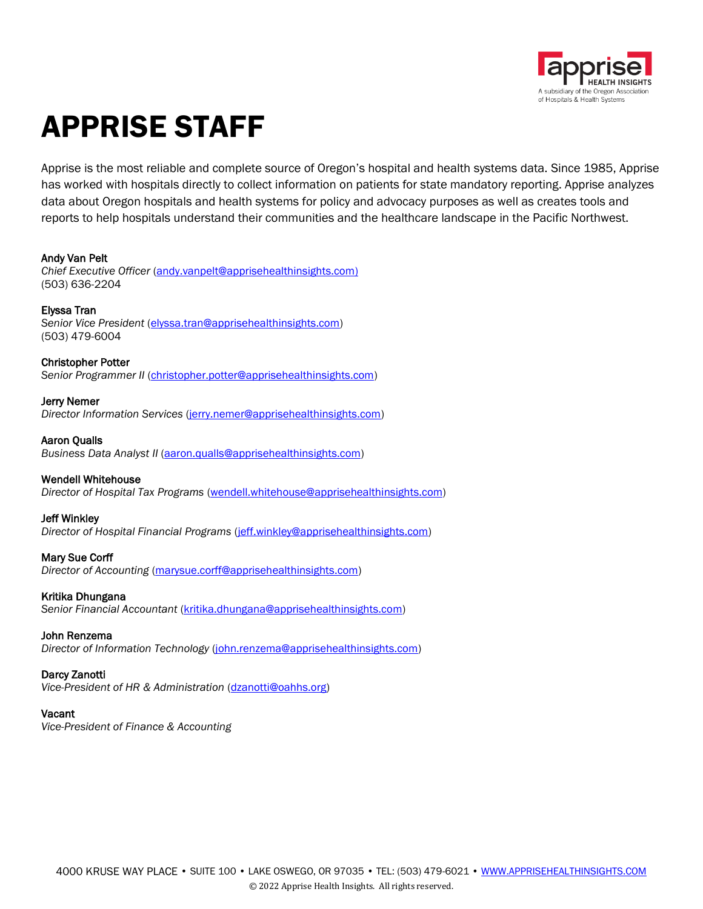# APPRISE STAFF

Apprise is the most reliable and complete source of Oregon's hospital and health systems data. Since 1985, Apprise has worked with hospitals directly to collect information on patients for state mandatory reporting. Apprise analyzes data about Oregon hospitals and health systems for policy and advocacy purposes as well as creates tools and reports to help hospitals understand their communities and the healthcare landscape in the Pacific Northwest.

**Andy Van Pelt**
*Chief Executive Officer* (andy.vanpelt@apprisehealthinsights.com)
(503) 636-2204

**Elyssa Tran**
*Senior Vice President* (elyssa.tran@apprisehealthinsights.com)
(503) 479-6004

**Christopher Potter**
*Senior Programmer II* (christopher.potter@apprisehealthinsights.com)

**Jerry Nemer**
*Director Information Services* (jerry.nemer@apprisehealthinsights.com)

**Aaron Qualls**
*Business Data Analyst II* (aaron.qualls@apprisehealthinsights.com)

**Wendell Whitehouse**
*Director of Hospital Tax Programs* (wendell.whitehouse@apprisehealthinsights.com)

**Jeff Winkley**
*Director of Hospital Financial Programs* (jeff.winkley@apprisehealthinsights.com)

**Mary Sue Corff**
*Director of Accounting* (marysue.corff@apprisehealthinsights.com)

**Kritika Dhungana**
*Senior Financial Accountant* (kritika.dhungana@apprisehealthinsights.com)

**John Renzema**
*Director of Information Technology* (john.renzema@apprisehealthinsights.com)

**Darcy Zanotti**
*Vice-President of HR & Administration* (dzanotti@oahhs.org)

**Vacant**
*Vice-President of Finance & Accounting*

4000 KRUSE WAY PLACE • SUITE 100 • LAKE OSWEGO, OR 97035 • TEL: (503) 479-6021 • WWW.APPRISEHEALTHINSIGHTS.COM
© 2022 Apprise Health Insights. All rights reserved.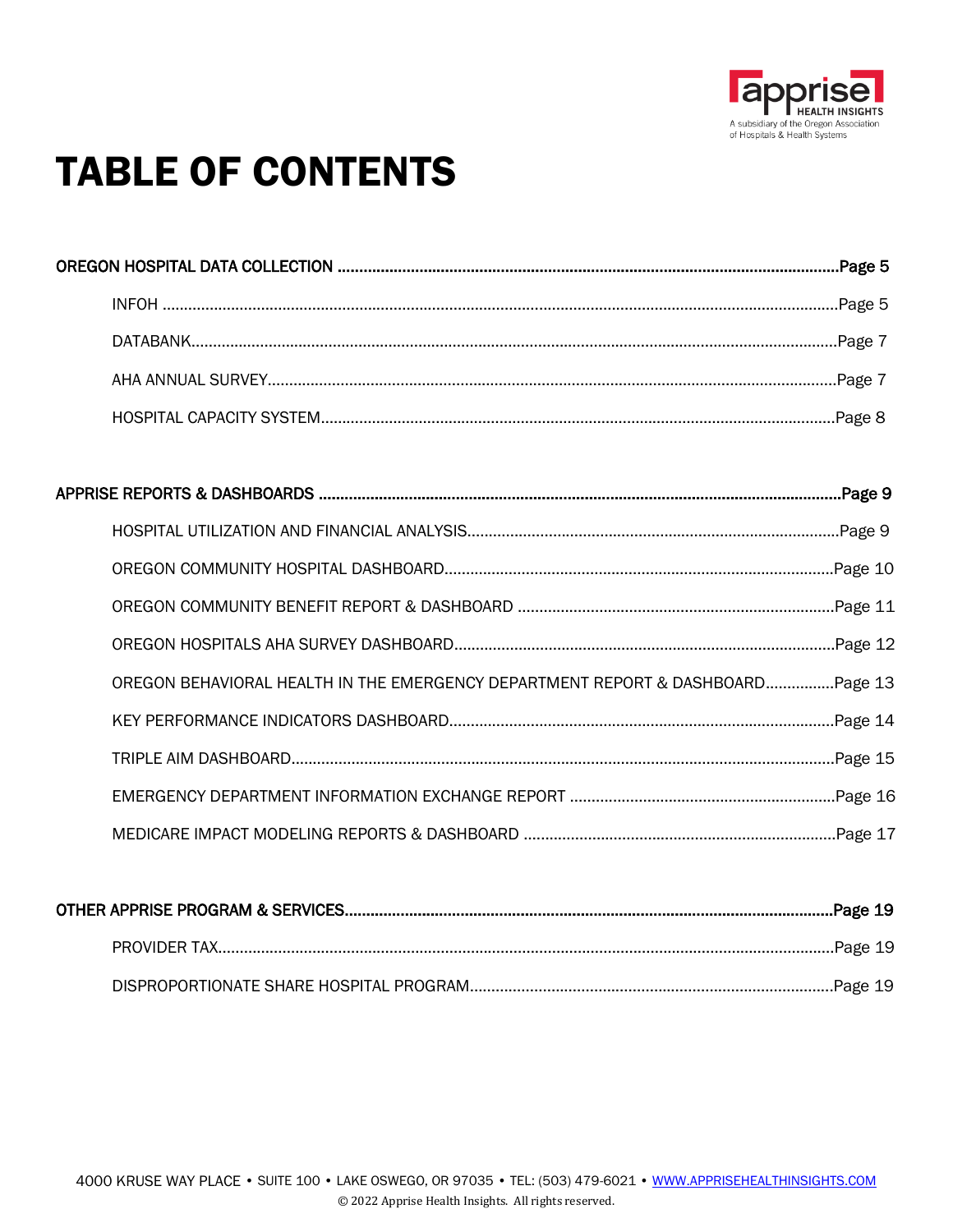# TABLE OF CONTENTS

**OREGON HOSPITAL DATA COLLECTION** ........ **Page 5**

- INFOH ........ Page 5
- DATABANK ........ Page 7
- AHA ANNUAL SURVEY ........ Page 7
- HOSPITAL CAPACITY SYSTEM ........ Page 8

**APPRISE REPORTS & DASHBOARDS** ........ **Page 9**

- HOSPITAL UTILIZATION AND FINANCIAL ANALYSIS ........ Page 9
- OREGON COMMUNITY HOSPITAL DASHBOARD ........ Page 10
- OREGON COMMUNITY BENEFIT REPORT & DASHBOARD ........ Page 11
- OREGON HOSPITALS AHA SURVEY DASHBOARD ........ Page 12
- OREGON BEHAVIORAL HEALTH IN THE EMERGENCY DEPARTMENT REPORT & DASHBOARD ........ Page 13
- KEY PERFORMANCE INDICATORS DASHBOARD ........ Page 14
- TRIPLE AIM DASHBOARD ........ Page 15
- EMERGENCY DEPARTMENT INFORMATION EXCHANGE REPORT ........ Page 16
- MEDICARE IMPACT MODELING REPORTS & DASHBOARD ........ Page 17

**OTHER APPRISE PROGRAM & SERVICES** ........ **Page 19**

- PROVIDER TAX ........ Page 19
- DISPROPORTIONATE SHARE HOSPITAL PROGRAM ........ Page 19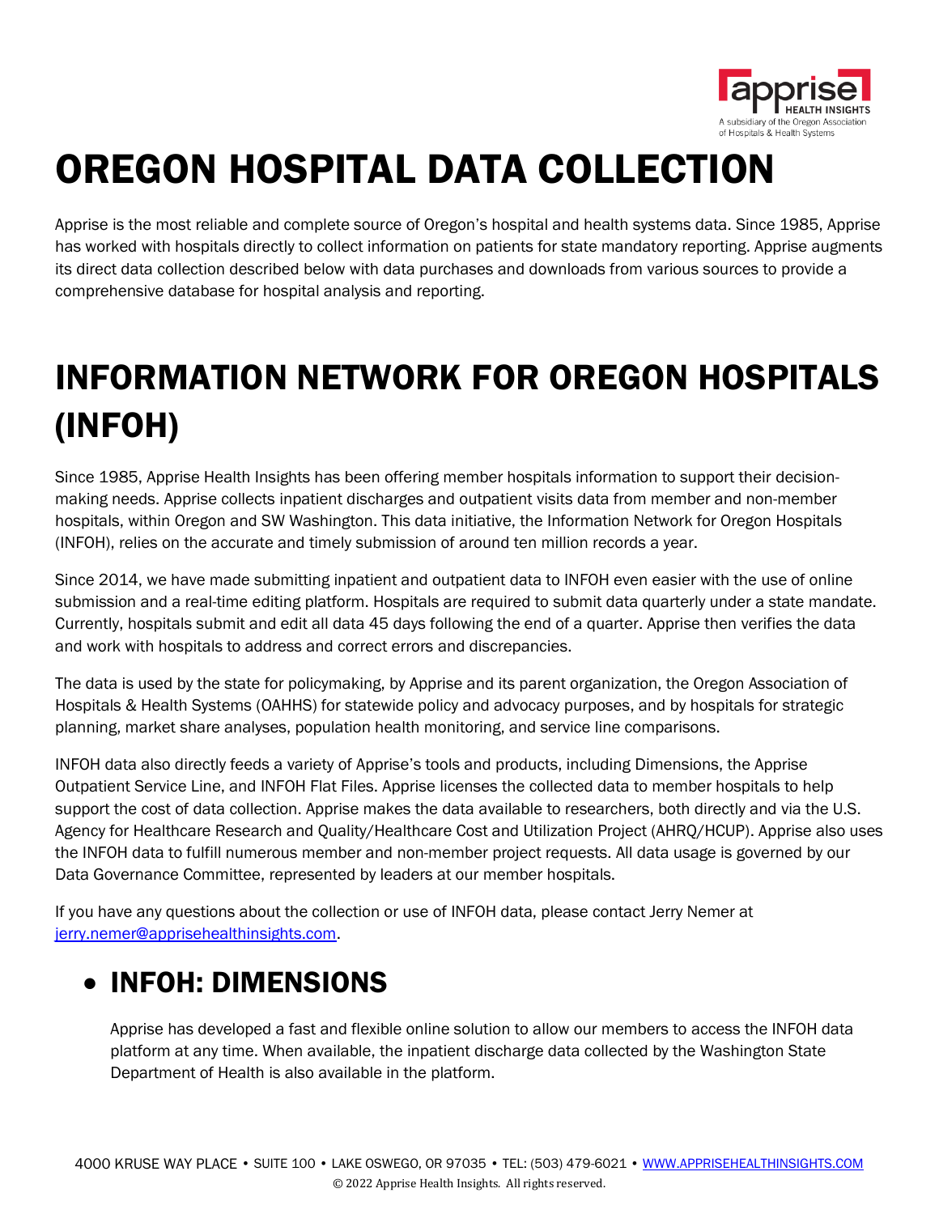# OREGON HOSPITAL DATA COLLECTION

Apprise is the most reliable and complete source of Oregon's hospital and health systems data. Since 1985, Apprise has worked with hospitals directly to collect information on patients for state mandatory reporting. Apprise augments its direct data collection described below with data purchases and downloads from various sources to provide a comprehensive database for hospital analysis and reporting.

# INFORMATION NETWORK FOR OREGON HOSPITALS (INFOH)

Since 1985, Apprise Health Insights has been offering member hospitals information to support their decision-making needs. Apprise collects inpatient discharges and outpatient visits data from member and non-member hospitals, within Oregon and SW Washington. This data initiative, the Information Network for Oregon Hospitals (INFOH), relies on the accurate and timely submission of around ten million records a year.

Since 2014, we have made submitting inpatient and outpatient data to INFOH even easier with the use of online submission and a real-time editing platform. Hospitals are required to submit data quarterly under a state mandate. Currently, hospitals submit and edit all data 45 days following the end of a quarter. Apprise then verifies the data and work with hospitals to address and correct errors and discrepancies.

The data is used by the state for policymaking, by Apprise and its parent organization, the Oregon Association of Hospitals & Health Systems (OAHHS) for statewide policy and advocacy purposes, and by hospitals for strategic planning, market share analyses, population health monitoring, and service line comparisons.

INFOH data also directly feeds a variety of Apprise's tools and products, including Dimensions, the Apprise Outpatient Service Line, and INFOH Flat Files. Apprise licenses the collected data to member hospitals to help support the cost of data collection. Apprise makes the data available to researchers, both directly and via the U.S. Agency for Healthcare Research and Quality/Healthcare Cost and Utilization Project (AHRQ/HCUP). Apprise also uses the INFOH data to fulfill numerous member and non-member project requests. All data usage is governed by our Data Governance Committee, represented by leaders at our member hospitals.

If you have any questions about the collection or use of INFOH data, please contact Jerry Nemer at jerry.nemer@apprisehealthinsights.com.

## • INFOH: DIMENSIONS

Apprise has developed a fast and flexible online solution to allow our members to access the INFOH data platform at any time. When available, the inpatient discharge data collected by the Washington State Department of Health is also available in the platform.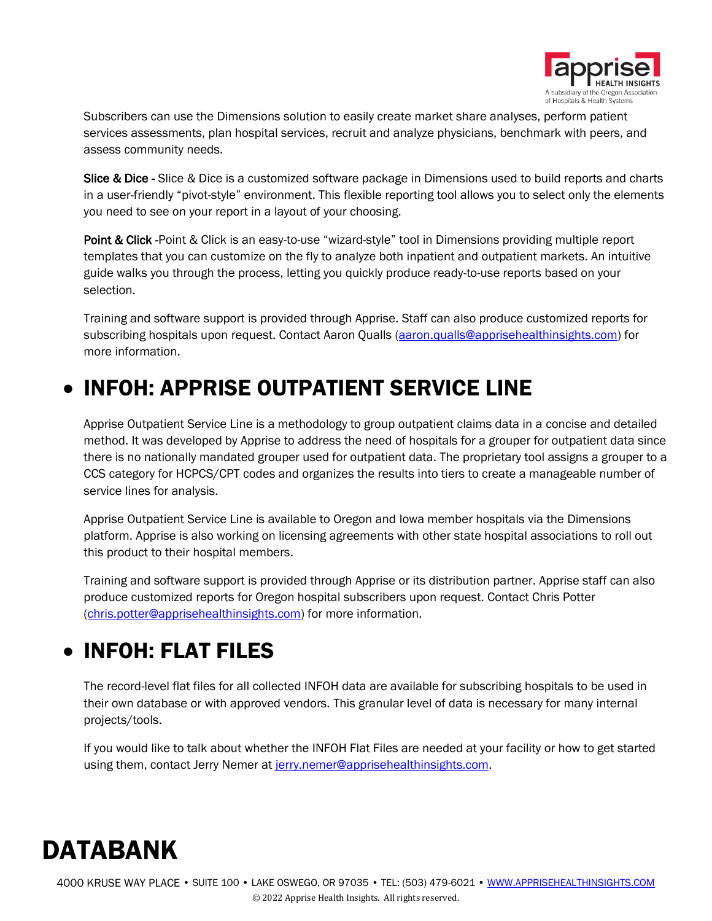Subscribers can use the Dimensions solution to easily create market share analyses, perform patient services assessments, plan hospital services, recruit and analyze physicians, benchmark with peers, and assess community needs.

**Slice & Dice -** Slice & Dice is a customized software package in Dimensions used to build reports and charts in a user-friendly "pivot-style" environment. This flexible reporting tool allows you to select only the elements you need to see on your report in a layout of your choosing.

**Point & Click -**Point & Click is an easy-to-use "wizard-style" tool in Dimensions providing multiple report templates that you can customize on the fly to analyze both inpatient and outpatient markets. An intuitive guide walks you through the process, letting you quickly produce ready-to-use reports based on your selection.

Training and software support is provided through Apprise. Staff can also produce customized reports for subscribing hospitals upon request. Contact Aaron Qualls (aaron.qualls@apprisehealthinsights.com) for more information.

## • INFOH: APPRISE OUTPATIENT SERVICE LINE

Apprise Outpatient Service Line is a methodology to group outpatient claims data in a concise and detailed method. It was developed by Apprise to address the need of hospitals for a grouper for outpatient data since there is no nationally mandated grouper used for outpatient data. The proprietary tool assigns a grouper to a CCS category for HCPCS/CPT codes and organizes the results into tiers to create a manageable number of service lines for analysis.

Apprise Outpatient Service Line is available to Oregon and Iowa member hospitals via the Dimensions platform. Apprise is also working on licensing agreements with other state hospital associations to roll out this product to their hospital members.

Training and software support is provided through Apprise or its distribution partner. Apprise staff can also produce customized reports for Oregon hospital subscribers upon request. Contact Chris Potter (chris.potter@apprisehealthinsights.com) for more information.

## • INFOH: FLAT FILES

The record-level flat files for all collected INFOH data are available for subscribing hospitals to be used in their own database or with approved vendors. This granular level of data is necessary for many internal projects/tools.

If you would like to talk about whether the INFOH Flat Files are needed at your facility or how to get started using them, contact Jerry Nemer at jerry.nemer@apprisehealthinsights.com.

# DATABANK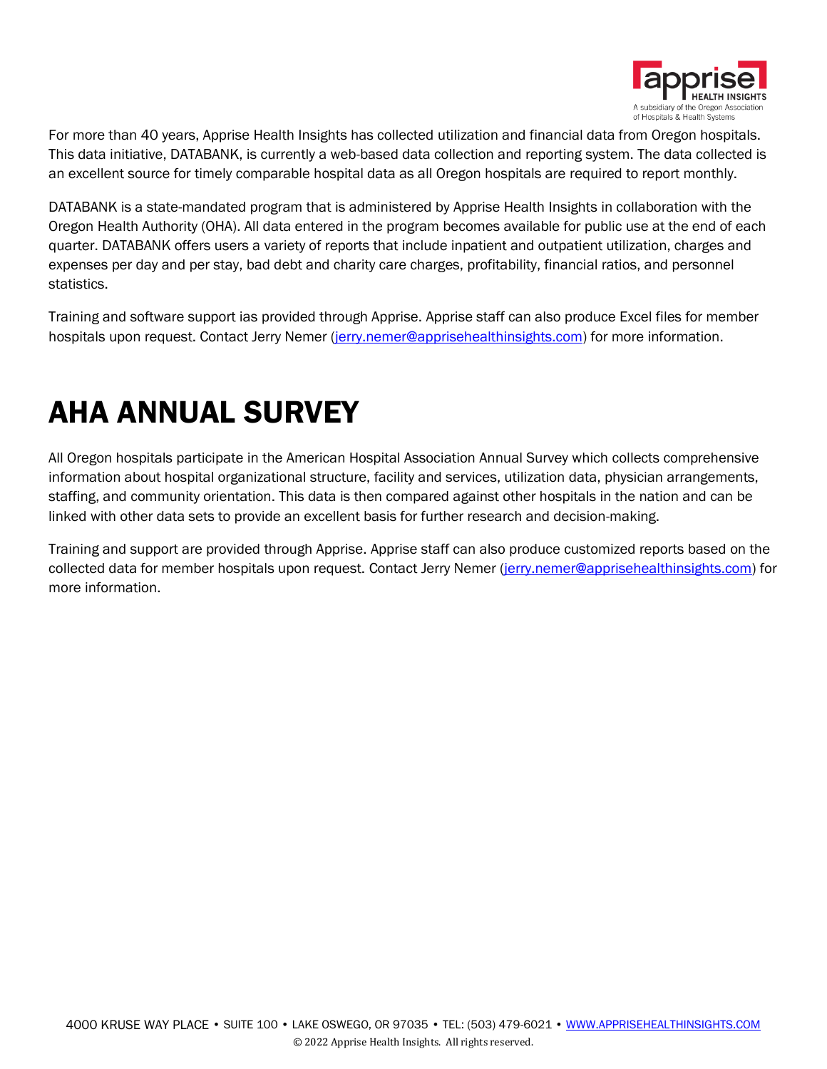For more than 40 years, Apprise Health Insights has collected utilization and financial data from Oregon hospitals. This data initiative, DATABANK, is currently a web-based data collection and reporting system. The data collected is an excellent source for timely comparable hospital data as all Oregon hospitals are required to report monthly.

DATABANK is a state-mandated program that is administered by Apprise Health Insights in collaboration with the Oregon Health Authority (OHA). All data entered in the program becomes available for public use at the end of each quarter. DATABANK offers users a variety of reports that include inpatient and outpatient utilization, charges and expenses per day and per stay, bad debt and charity care charges, profitability, financial ratios, and personnel statistics.

Training and software support ias provided through Apprise. Apprise staff can also produce Excel files for member hospitals upon request. Contact Jerry Nemer (jerry.nemer@apprisehealthinsights.com) for more information.

# AHA ANNUAL SURVEY

All Oregon hospitals participate in the American Hospital Association Annual Survey which collects comprehensive information about hospital organizational structure, facility and services, utilization data, physician arrangements, staffing, and community orientation. This data is then compared against other hospitals in the nation and can be linked with other data sets to provide an excellent basis for further research and decision-making.

Training and support are provided through Apprise. Apprise staff can also produce customized reports based on the collected data for member hospitals upon request. Contact Jerry Nemer (jerry.nemer@apprisehealthinsights.com) for more information.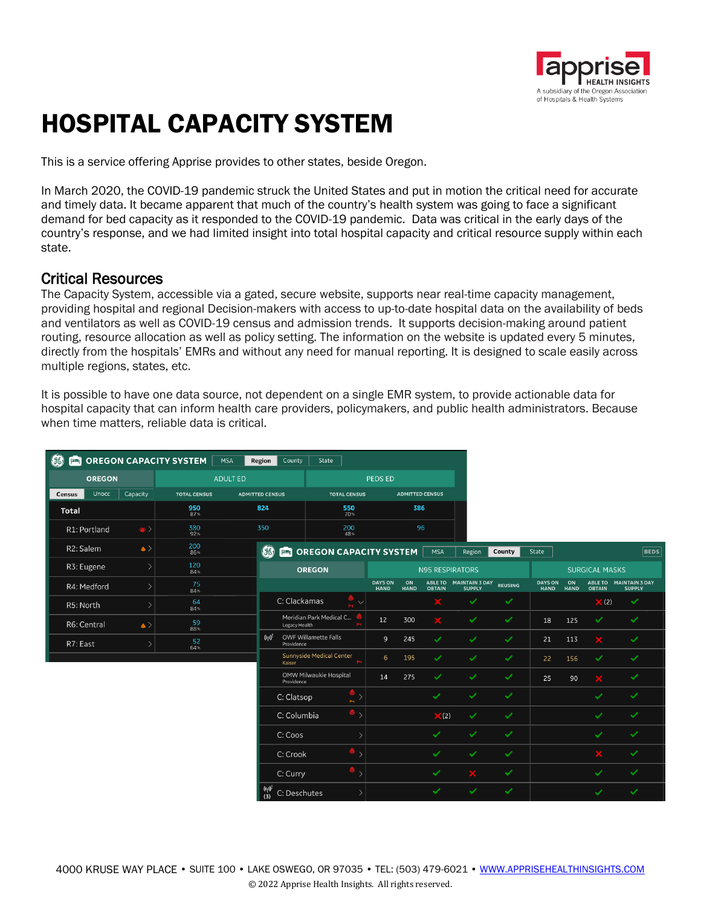# HOSPITAL CAPACITY SYSTEM

This is a service offering Apprise provides to other states, beside Oregon.

In March 2020, the COVID-19 pandemic struck the United States and put in motion the critical need for accurate and timely data. It became apparent that much of the country's health system was going to face a significant demand for bed capacity as it responded to the COVID-19 pandemic. Data was critical in the early days of the country's response, and we had limited insight into total hospital capacity and critical resource supply within each state.

## Critical Resources

The Capacity System, accessible via a gated, secure website, supports near real-time capacity management, providing hospital and regional Decision-makers with access to up-to-date hospital data on the availability of beds and ventilators as well as COVID-19 census and admission trends. It supports decision-making around patient routing, resource allocation as well as policy setting. The information on the website is updated every 5 minutes, directly from the hospitals' EMRs and without any need for manual reporting. It is designed to scale easily across multiple regions, states, etc.

It is possible to have one data source, not dependent on a single EMR system, to provide actionable data for hospital capacity that can inform health care providers, policymakers, and public health administrators. Because when time matters, reliable data is critical.

4000 KRUSE WAY PLACE • SUITE 100 • LAKE OSWEGO, OR 97035 • TEL: (503) 479-6021 • WWW.APPRISEHEALTHINSIGHTS.COM

© 2022 Apprise Health Insights. All rights reserved.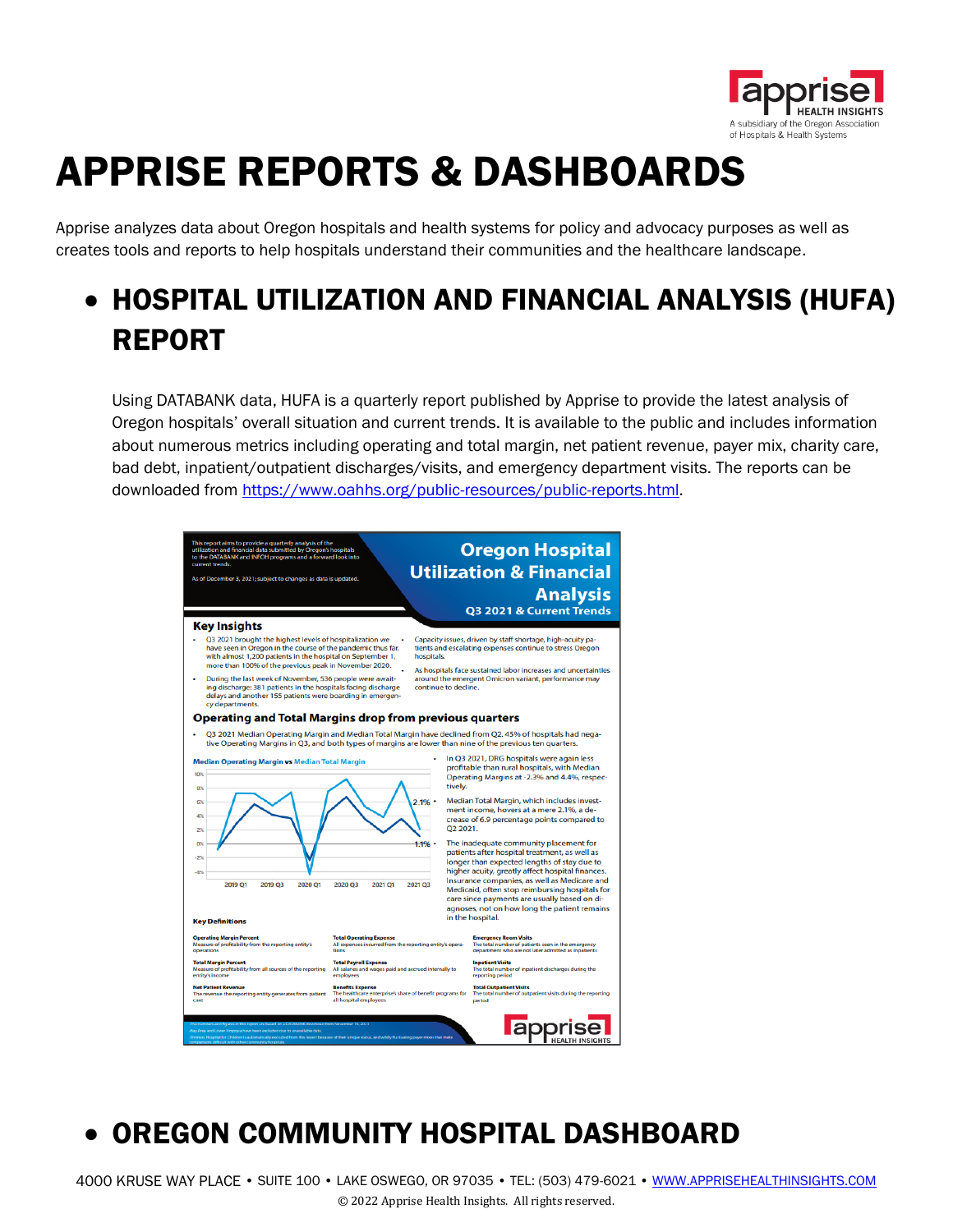# APPRISE REPORTS & DASHBOARDS

Apprise analyzes data about Oregon hospitals and health systems for policy and advocacy purposes as well as creates tools and reports to help hospitals understand their communities and the healthcare landscape.

## • HOSPITAL UTILIZATION AND FINANCIAL ANALYSIS (HUFA) REPORT

Using DATABANK data, HUFA is a quarterly report published by Apprise to provide the latest analysis of Oregon hospitals' overall situation and current trends. It is available to the public and includes information about numerous metrics including operating and total margin, net patient revenue, payer mix, charity care, bad debt, inpatient/outpatient discharges/visits, and emergency department visits. The reports can be downloaded from https://www.oahhs.org/public-resources/public-reports.html.

## • OREGON COMMUNITY HOSPITAL DASHBOARD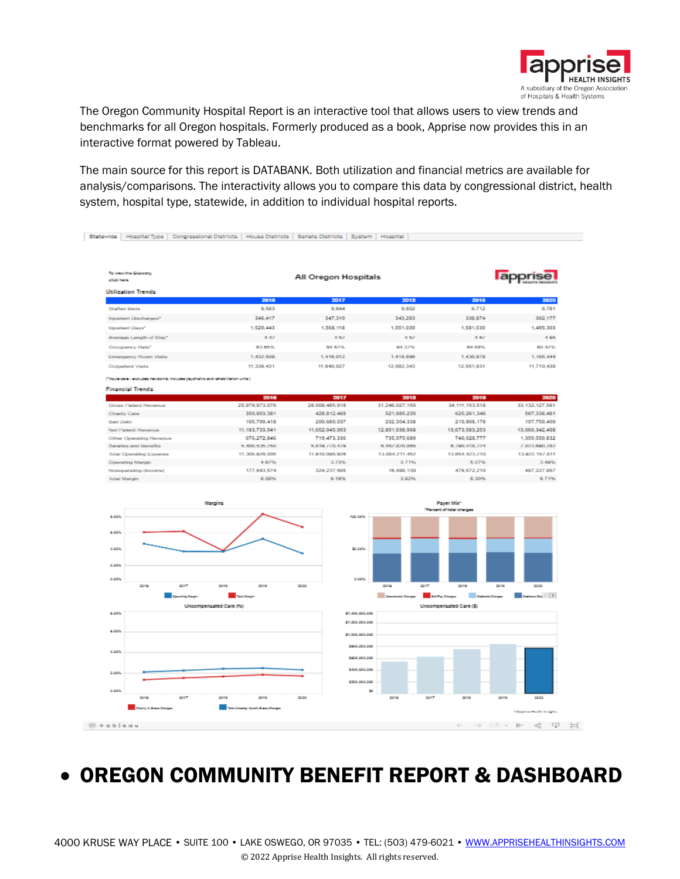The Oregon Community Hospital Report is an interactive tool that allows users to view trends and benchmarks for all Oregon hospitals. Formerly produced as a book, Apprise now provides this in an interactive format powered by Tableau.

The main source for this report is DATABANK. Both utilization and financial metrics are available for analysis/comparisons. The interactivity allows you to compare this data by congressional district, health system, hospital type, statewide, in addition to individual hospital reports.

Statewide | Hospital Type | Congressional Districts | House Districts | Senate Districts | System | Hospital

To view the Glossary, click here

## All Oregon Hospitals

### Utilization Trends

| | 2016 | 2017 | 2018 | 2019 | 2020 |
|---|---|---|---|---|---|
| Staffed Beds | 6,583 | 6,644 | 6,602 | 6,712 | 6,781 |
| Inpatient Discharges* | 346,417 | 347,310 | 343,283 | 338,874 | 302,177 |
| Inpatient Days* | 1,529,443 | 1,568,118 | 1,551,030 | 1,581,530 | 1,495,303 |
| Average Length of Stay* | 4.42 | 4.52 | 4.52 | 4.67 | 4.95 |
| Occupancy Rate* | 63.65% | 64.67% | 64.37% | 64.56% | 60.42% |
| Emergency Room Visits | 1,432,509 | 1,416,012 | 1,418,698 | 1,438,979 | 1,185,444 |
| Outpatient Visits | 11,336,431 | 11,840,027 | 12,082,343 | 12,551,931 | 11,710,439 |

(*Acute care - excludes newborns, includes psychiatric and rehabilitation units.)

### Financial Trends

| | 2016 | 2017 | 2018 | 2019 | 2020 |
|---|---|---|---|---|---|
| Gross Patient Revenue | 25,979,973,076 | 28,008,485,918 | 31,246,027,155 | 34,111,153,518 | 33,132,127,561 |
| Charity Care | 350,853,381 | 428,812,469 | 521,985,235 | 625,261,346 | 567,338,481 |
| Bad Debt | 195,709,418 | 200,680,037 | 232,304,338 | 210,808,178 | 197,750,409 |
| Net Patient Revenue | 11,183,733,941 | 11,652,045,903 | 12,851,938,968 | 13,673,583,253 | 13,066,342,498 |
| Other Operating Revenue | 676,272,846 | 710,473,336 | 735,975,680 | 740,028,777 | 1,309,550,832 |
| Salaries and Benefits | 5,488,535,250 | 5,818,770,479 | 6,492,820,885 | 6,780,418,724 | 7,073,890,282 |
| Total Operating Expense | 11,305,926,005 | 11,910,090,926 | 13,084,211,452 | 13,654,423,210 | 13,922,157,811 |
| Operating Margin | 4.67% | 3.73% | 3.71% | 5.27% | 3.49% |
| Nonoperating (Income) | 177,643,574 | 324,237,505 | 16,498,130 | 476,572,210 | 497,227,957 |
| Total Margin | 6.08% | 6.19% | 3.82% | 8.30% | 6.71% |

Margins — Operating Margin, Total Margin

Payer Mix* — *Percent of total charges — Commercial Charges, Self Pay Charges, Medicaid Charges, Medicare Charges

Uncompensated Care (%) — Charity % Gross Charges, Total Uncomp. Care % Gross Charges

Uncompensated Care ($)

- **OREGON COMMUNITY BENEFIT REPORT & DASHBOARD**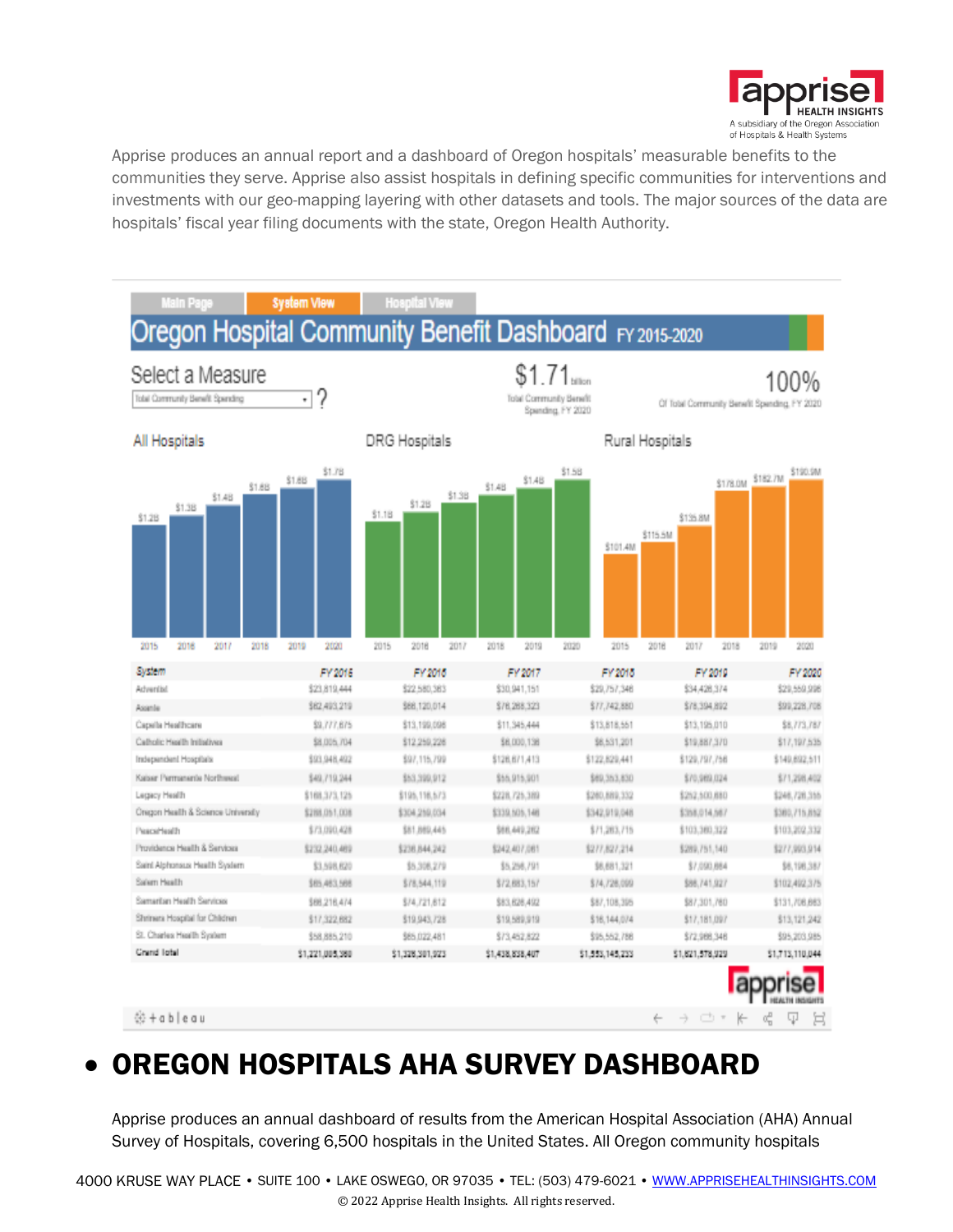Apprise produces an annual report and a dashboard of Oregon hospitals' measurable benefits to the communities they serve. Apprise also assist hospitals in defining specific communities for interventions and investments with our geo-mapping layering with other datasets and tools. The major sources of the data are hospitals' fiscal year filing documents with the state, Oregon Health Authority.

Main Page | System View | Hospital View

**Oregon Hospital Community Benefit Dashboard FY 2015-2020**

Select a Measure: Total Community Benefit Spending

$1.71 billion Total Community Benefit Spending, FY 2020

100% Of Total Community Benefit Spending, FY 2020

All Hospitals: 2015 $1.2B; 2016 $1.3B; 2017 $1.4B; 2018 $1.6B; 2019 $1.6B; 2020 $1.7B

DRG Hospitals: 2015 $1.1B; 2016 $1.2B; 2017 $1.3B; 2018 $1.4B; 2019 $1.4B; 2020 $1.5B

Rural Hospitals: 2015 $101.4M; 2016 $115.5M; 2017 $135.8M; 2018 $178.0M; 2019 $182.7M; 2020 $190.9M

| System | FY 2015 | FY 2016 | FY 2017 | FY 2018 | FY 2019 | FY 2020 |
|---|---|---|---|---|---|---|
| Adventist | $23,819,444 | $22,580,383 | $30,941,151 | $29,757,346 | $34,428,374 | $29,559,998 |
| Asante | $82,493,219 | $86,120,014 | $76,268,323 | $77,742,880 | $78,394,892 | $99,226,708 |
| Capella Healthcare | $9,777,675 | $13,199,098 | $11,345,444 | $13,818,551 | $13,195,010 | $8,773,787 |
| Catholic Health Initiatives | $8,005,704 | $12,259,226 | $8,000,136 | $8,531,201 | $19,887,370 | $17,197,535 |
| Independent Hospitals | $93,948,492 | $97,115,799 | $126,671,413 | $122,829,441 | $129,797,756 | $149,892,511 |
| Kaiser Permanente Northwest | $49,719,244 | $53,399,912 | $55,915,901 | $69,353,830 | $70,969,024 | $71,298,402 |
| Legacy Health | $168,373,125 | $195,116,573 | $228,725,389 | $260,889,332 | $252,500,880 | $246,726,316 |
| Oregon Health & Science University | $288,051,008 | $304,259,034 | $339,505,146 | $342,919,048 | $358,014,567 | $360,715,852 |
| PeaceHealth | $73,090,428 | $81,889,445 | $86,449,282 | $71,283,715 | $103,380,322 | $103,202,332 |
| Providence Health & Services | $232,240,469 | $236,844,242 | $242,407,081 | $277,827,214 | $289,751,140 | $277,993,914 |
| Saint Alphonsus Health System | $3,508,620 | $5,308,279 | $5,298,791 | $8,881,321 | $7,090,884 | $8,196,387 |
| Salem Health | $85,483,568 | $76,544,119 | $72,883,157 | $74,728,099 | $86,741,927 | $102,492,375 |
| Samaritan Health Services | $86,218,474 | $74,721,812 | $83,628,492 | $87,108,395 | $87,301,760 | $131,708,883 |
| Shriners Hospital for Children | $17,322,682 | $19,943,728 | $19,589,919 | $18,144,074 | $17,181,097 | $13,121,242 |
| St. Charles Health System | $58,885,210 | $65,022,481 | $73,452,822 | $95,552,788 | $72,986,346 | $95,203,985 |
| Grand Total | $1,221,005,360 | $1,326,301,923 | $1,438,838,407 | $1,553,145,233 | $1,621,578,929 | $1,713,110,044 |

- **OREGON HOSPITALS AHA SURVEY DASHBOARD**

Apprise produces an annual dashboard of results from the American Hospital Association (AHA) Annual Survey of Hospitals, covering 6,500 hospitals in the United States. All Oregon community hospitals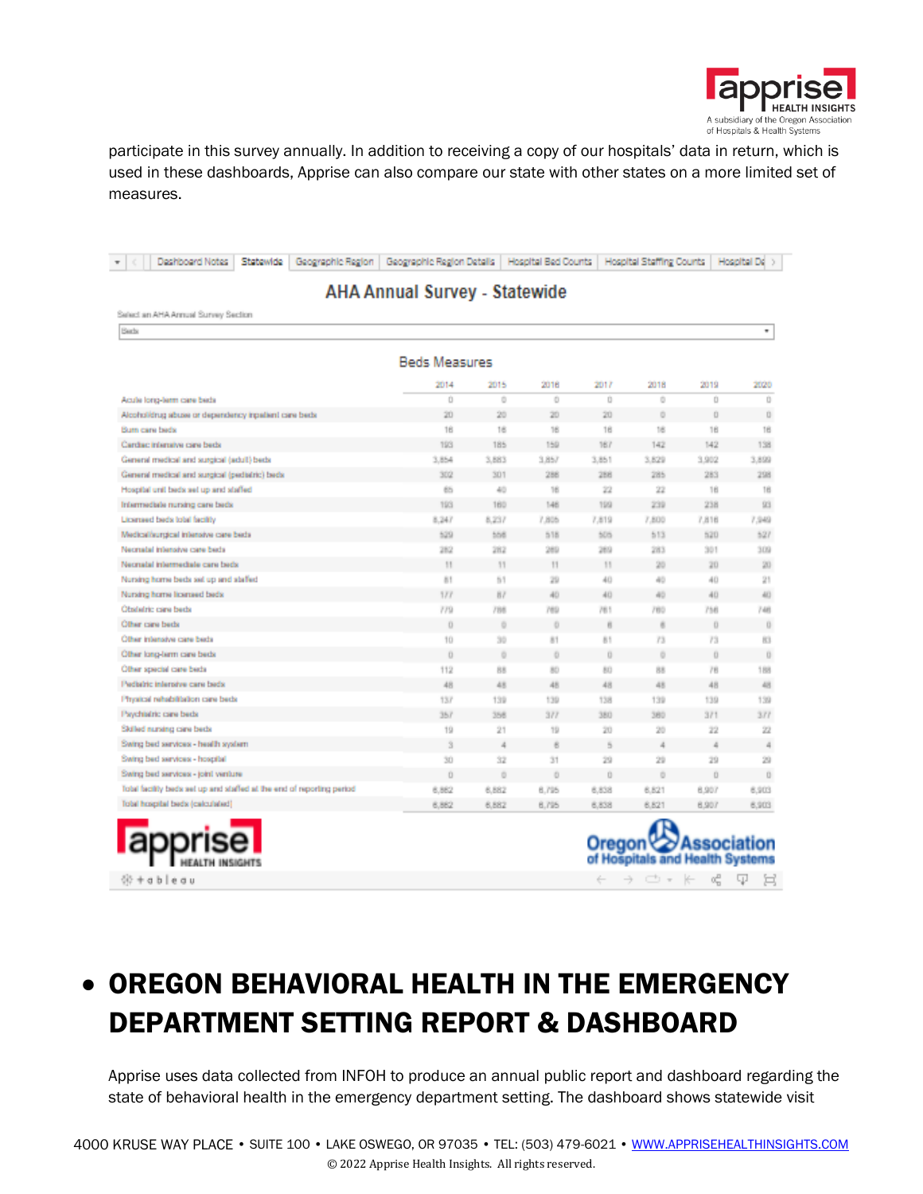participate in this survey annually. In addition to receiving a copy of our hospitals' data in return, which is used in these dashboards, Apprise can also compare our state with other states on a more limited set of measures.

Dashboard Notes | Statewide | Geographic Region | Geographic Region Details | Hospital Bed Counts | Hospital Staffing Counts | Hospital De

## AHA Annual Survey - Statewide

Select an AHA Annual Survey Section

Beds

### Beds Measures

| | 2014 | 2015 | 2016 | 2017 | 2018 | 2019 | 2020 |
|---|---|---|---|---|---|---|---|
| Acute long-term care beds | 0 | 0 | 0 | 0 | 0 | 0 | 0 |
| Alcohol/drug abuse or dependency inpatient care beds | 20 | 20 | 20 | 20 | 0 | 0 | 0 |
| Burn care beds | 16 | 16 | 16 | 16 | 16 | 16 | 16 |
| Cardiac intensive care beds | 193 | 185 | 159 | 167 | 142 | 142 | 138 |
| General medical and surgical (adult) beds | 3,854 | 3,883 | 3,857 | 3,851 | 3,829 | 3,902 | 3,899 |
| General medical and surgical (pediatric) beds | 302 | 301 | 286 | 286 | 285 | 283 | 298 |
| Hospital unit beds set up and staffed | 65 | 40 | 16 | 22 | 22 | 16 | 16 |
| Intermediate nursing care beds | 193 | 160 | 146 | 199 | 239 | 238 | 93 |
| Licensed beds total facility | 8,247 | 8,237 | 7,805 | 7,819 | 7,800 | 7,818 | 7,949 |
| Medical/surgical intensive care beds | 529 | 506 | 518 | 505 | 513 | 520 | 527 |
| Neonatal intensive care beds | 282 | 282 | 289 | 289 | 283 | 301 | 309 |
| Neonatal intermediate care beds | 11 | 11 | 11 | 11 | 20 | 20 | 20 |
| Nursing home beds set up and staffed | 81 | 51 | 29 | 40 | 40 | 40 | 21 |
| Nursing home licensed beds | 177 | 87 | 40 | 40 | 40 | 40 | 40 |
| Obstetric care beds | 779 | 788 | 789 | 781 | 780 | 758 | 748 |
| Other care beds | 0 | 0 | 0 | 6 | 6 | 0 | 0 |
| Other intensive care beds | 10 | 30 | 81 | 81 | 73 | 73 | 83 |
| Other long-term care beds | 0 | 0 | 0 | 0 | 0 | 0 | 0 |
| Other special care beds | 112 | 88 | 80 | 80 | 88 | 78 | 188 |
| Pediatric intensive care beds | 48 | 48 | 48 | 48 | 48 | 48 | 48 |
| Physical rehabilitation care beds | 137 | 139 | 139 | 138 | 139 | 139 | 139 |
| Psychiatric care beds | 357 | 358 | 377 | 380 | 380 | 371 | 377 |
| Skilled nursing care beds | 19 | 21 | 19 | 20 | 20 | 22 | 22 |
| Swing bed services - health system | 3 | 4 | 6 | 5 | 4 | 4 | 4 |
| Swing bed services - hospital | 30 | 32 | 31 | 29 | 29 | 29 | 29 |
| Swing bed services - joint venture | 0 | 0 | 0 | 0 | 0 | 0 | 0 |
| Total facility beds set up and staffed at the end of reporting period | 6,882 | 6,882 | 6,795 | 6,838 | 6,821 | 6,907 | 6,903 |
| Total hospital beds (calculated) | 6,882 | 6,882 | 6,795 | 6,838 | 6,821 | 6,907 | 6,903 |

apprise HEALTH INSIGHTS — Oregon Association of Hospitals and Health Systems

- **OREGON BEHAVIORAL HEALTH IN THE EMERGENCY DEPARTMENT SETTING REPORT & DASHBOARD**

Apprise uses data collected from INFOH to produce an annual public report and dashboard regarding the state of behavioral health in the emergency department setting. The dashboard shows statewide visit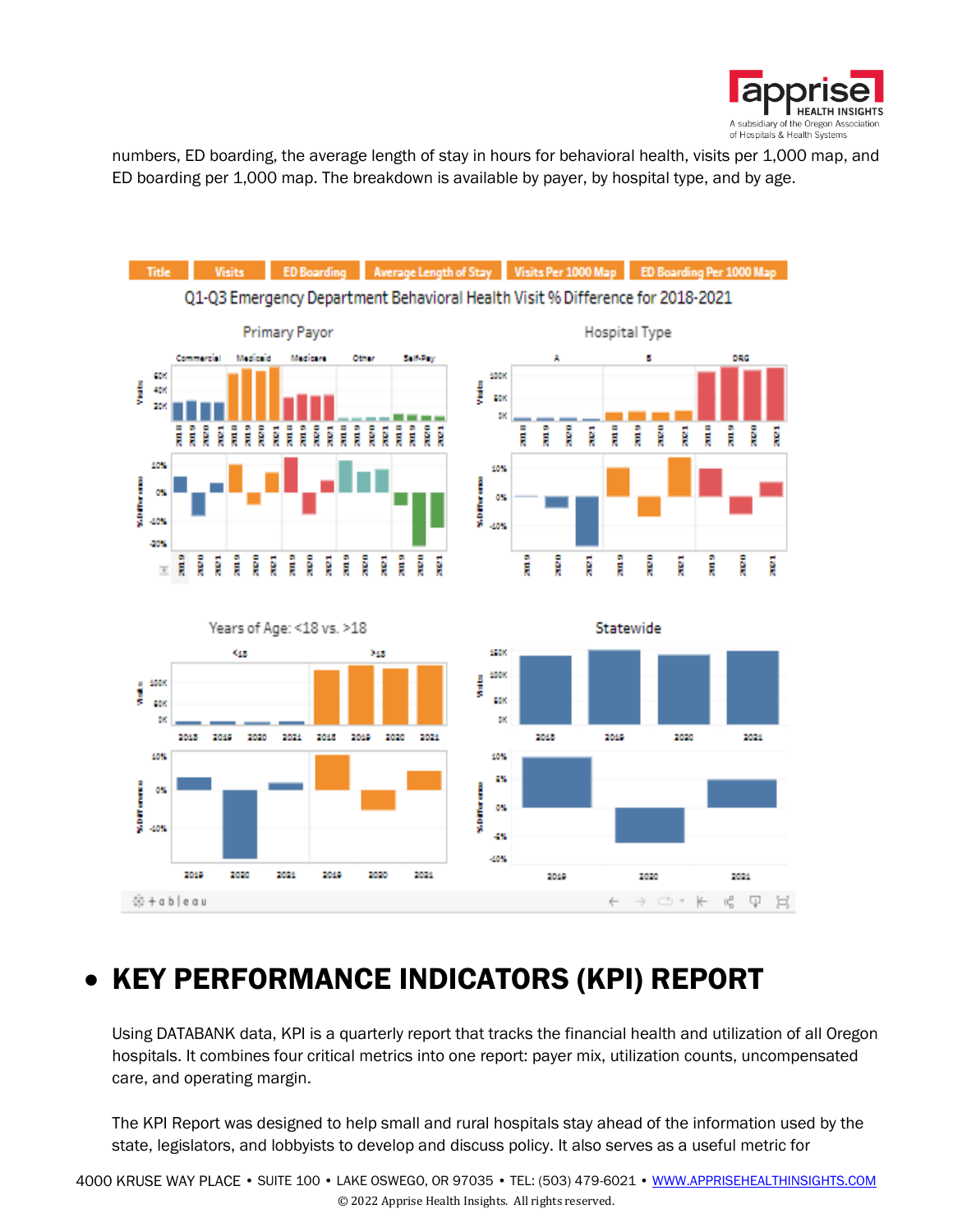numbers, ED boarding, the average length of stay in hours for behavioral health, visits per 1,000 map, and ED boarding per 1,000 map. The breakdown is available by payer, by hospital type, and by age.

- **KEY PERFORMANCE INDICATORS (KPI) REPORT**

Using DATABANK data, KPI is a quarterly report that tracks the financial health and utilization of all Oregon hospitals. It combines four critical metrics into one report: payer mix, utilization counts, uncompensated care, and operating margin.

The KPI Report was designed to help small and rural hospitals stay ahead of the information used by the state, legislators, and lobbyists to develop and discuss policy. It also serves as a useful metric for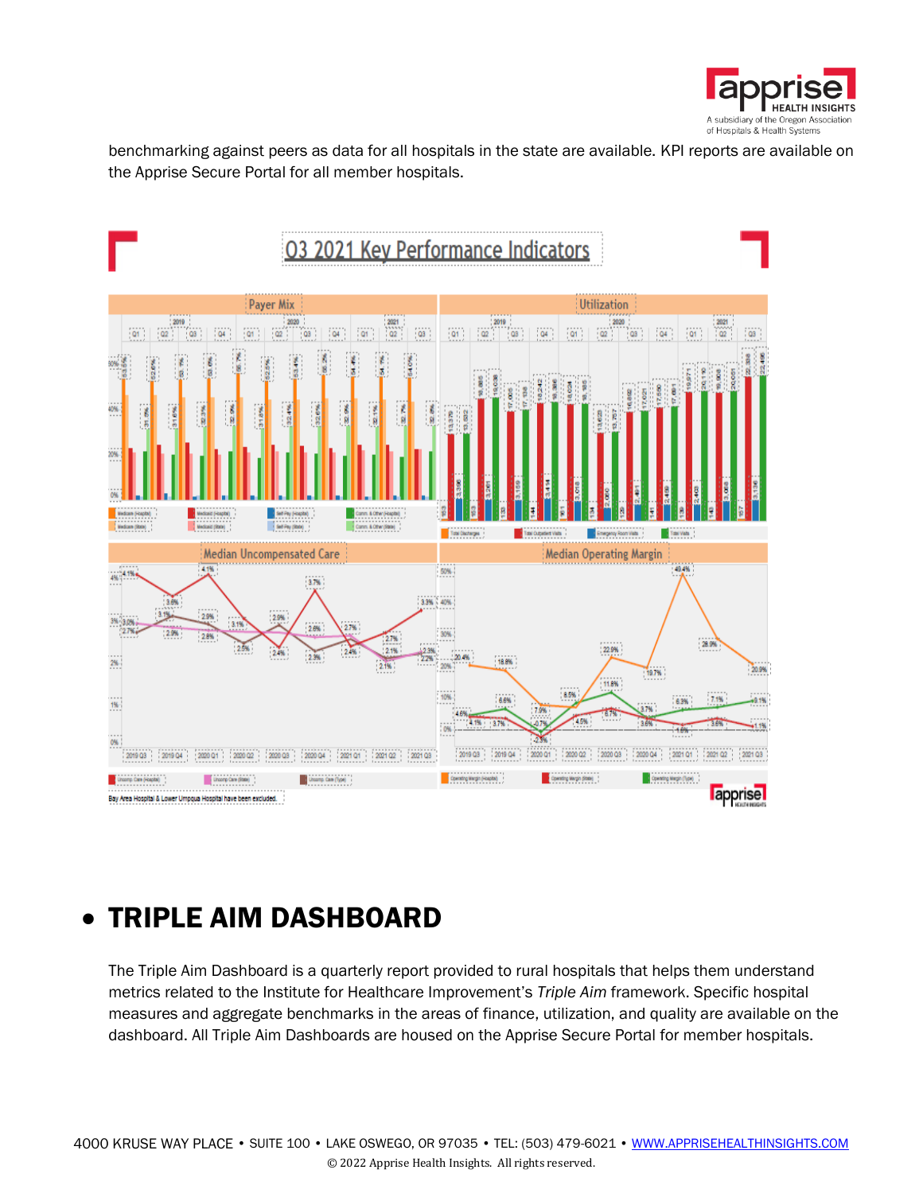benchmarking against peers as data for all hospitals in the state are available. KPI reports are available on the Apprise Secure Portal for all member hospitals.

Q3 2021 Key Performance Indicators

# • TRIPLE AIM DASHBOARD

The Triple Aim Dashboard is a quarterly report provided to rural hospitals that helps them understand metrics related to the Institute for Healthcare Improvement's *Triple Aim* framework. Specific hospital measures and aggregate benchmarks in the areas of finance, utilization, and quality are available on the dashboard. All Triple Aim Dashboards are housed on the Apprise Secure Portal for member hospitals.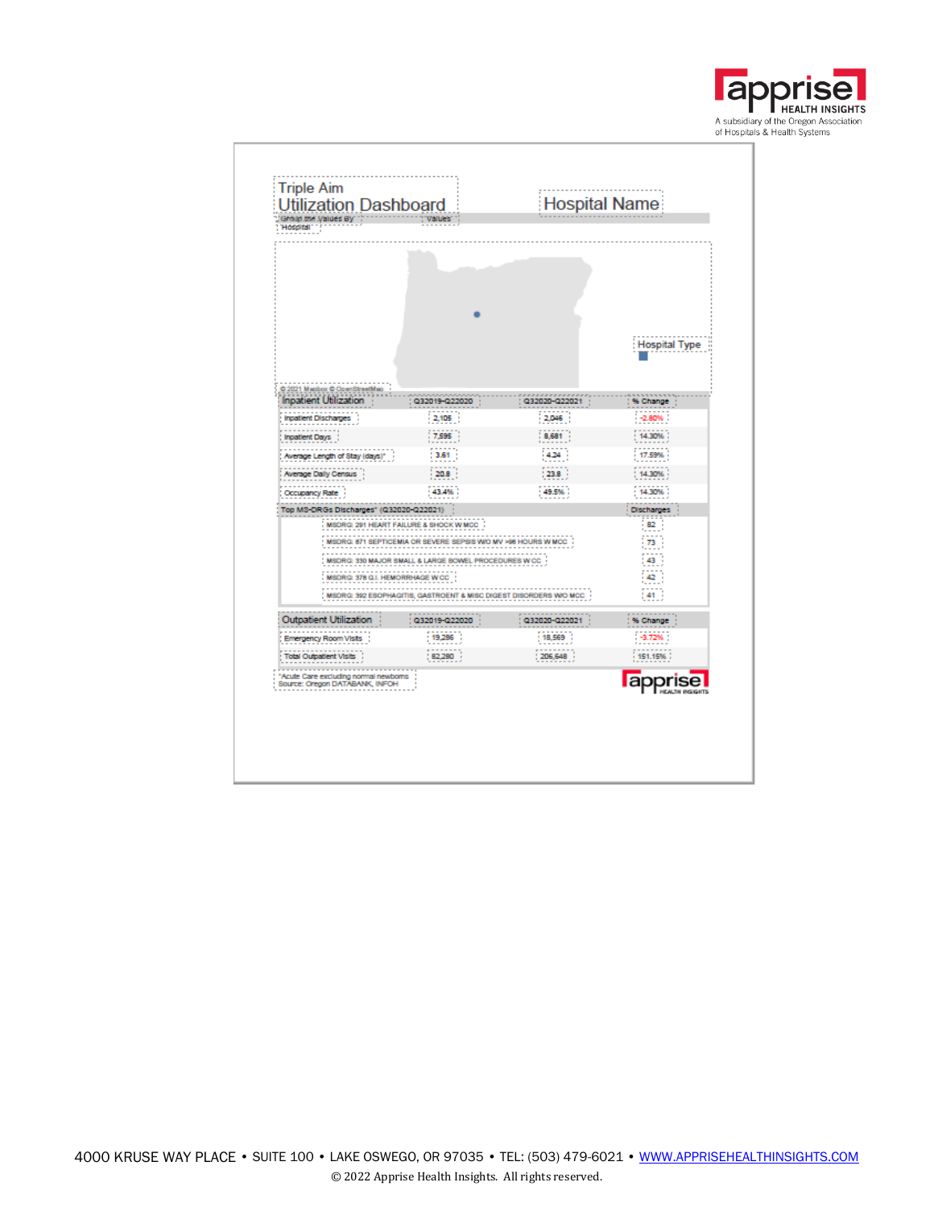# Triple Aim Utilization Dashboard

## Hospital Name

Group the Values By Hospital | Values

© 2021 Mapbox © OpenStreetMap

Hospital Type

| Inpatient Utilization | Q32019-Q22020 | Q32020-Q22021 | % Change |
|---|---|---|---|
| Inpatient Discharges | 2,105 | 2,046 | -2.80% |
| Inpatient Days | 7,595 | 8,681 | 14.30% |
| Average Length of Stay (days)* | 3.61 | 4.24 | 17.59% |
| Average Daily Census | 20.8 | 23.8 | 14.30% |
| Occupancy Rate | 43.4% | 49.5% | 14.30% |

| Top MS-DRGs Discharges* (Q32020-Q22021) | Discharges |
|---|---|
| MSDRG: 291 HEART FAILURE & SHOCK W MCC | 82 |
| MSDRG: 871 SEPTICEMIA OR SEVERE SEPSIS W/O MV >96 HOURS W MCC | 73 |
| MSDRG: 330 MAJOR SMALL & LARGE BOWEL PROCEDURES W CC | 43 |
| MSDRG: 378 G.I. HEMORRHAGE W CC | 42 |
| MSDRG: 392 ESOPHAGITIS, GASTROENT & MISC DIGEST DISORDERS W/O MCC | 41 |

| Outpatient Utilization | Q32019-Q22020 | Q32020-Q22021 | % Change |
|---|---|---|---|
| Emergency Room Visits | 19,286 | 18,569 | -3.72% |
| Total Outpatient Visits | 82,280 | 206,648 | 151.15% |

*Acute Care excluding normal newborns
Source: Oregon DATABANK, INFOH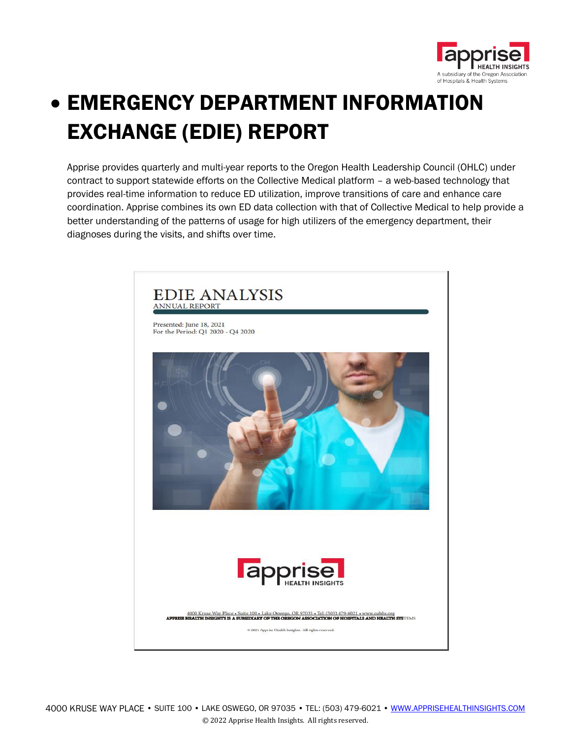# EMERGENCY DEPARTMENT INFORMATION EXCHANGE (EDIE) REPORT

Apprise provides quarterly and multi-year reports to the Oregon Health Leadership Council (OHLC) under contract to support statewide efforts on the Collective Medical platform – a web-based technology that provides real-time information to reduce ED utilization, improve transitions of care and enhance care coordination. Apprise combines its own ED data collection with that of Collective Medical to help provide a better understanding of the patterns of usage for high utilizers of the emergency department, their diagnoses during the visits, and shifts over time.

EDIE ANALYSIS
ANNUAL REPORT

Presented: June 18, 2021
For the Period: Q1 2020 - Q4 2020

4000 Kruse Way Place • Suite 100 • Lake Oswego, OR 97035 • Tel: (503) 479-6021 • www.oahhs.org
APPRISE HEALTH INSIGHTS IS A SUBSIDIARY OF THE OREGON ASSOCIATION OF HOSPITALS AND HEALTH SYSTEMS

© 2021 Apprise Health Insights. All rights reserved.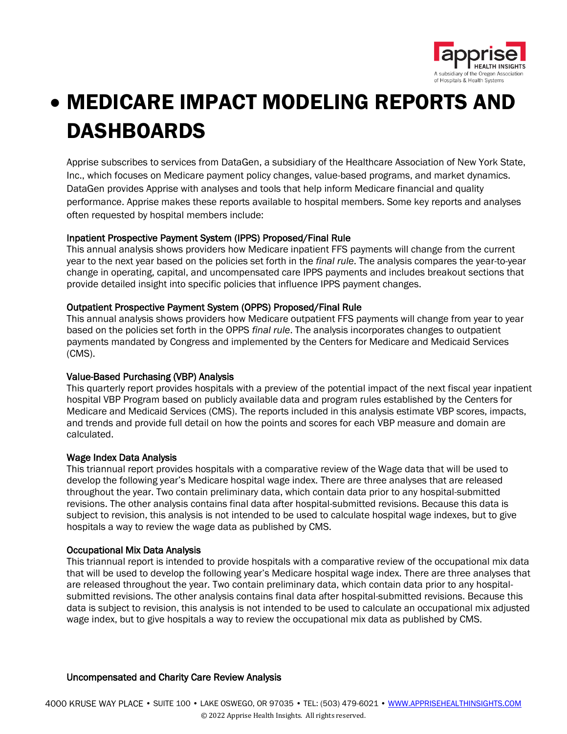# MEDICARE IMPACT MODELING REPORTS AND DASHBOARDS

Apprise subscribes to services from DataGen, a subsidiary of the Healthcare Association of New York State, Inc., which focuses on Medicare payment policy changes, value-based programs, and market dynamics. DataGen provides Apprise with analyses and tools that help inform Medicare financial and quality performance. Apprise makes these reports available to hospital members. Some key reports and analyses often requested by hospital members include:

### Inpatient Prospective Payment System (IPPS) Proposed/Final Rule

This annual analysis shows providers how Medicare inpatient FFS payments will change from the current year to the next year based on the policies set forth in the *final rule*. The analysis compares the year-to-year change in operating, capital, and uncompensated care IPPS payments and includes breakout sections that provide detailed insight into specific policies that influence IPPS payment changes.

### Outpatient Prospective Payment System (OPPS) Proposed/Final Rule

This annual analysis shows providers how Medicare outpatient FFS payments will change from year to year based on the policies set forth in the OPPS *final rule*. The analysis incorporates changes to outpatient payments mandated by Congress and implemented by the Centers for Medicare and Medicaid Services (CMS).

### Value-Based Purchasing (VBP) Analysis

This quarterly report provides hospitals with a preview of the potential impact of the next fiscal year inpatient hospital VBP Program based on publicly available data and program rules established by the Centers for Medicare and Medicaid Services (CMS). The reports included in this analysis estimate VBP scores, impacts, and trends and provide full detail on how the points and scores for each VBP measure and domain are calculated.

### Wage Index Data Analysis

This triannual report provides hospitals with a comparative review of the Wage data that will be used to develop the following year's Medicare hospital wage index. There are three analyses that are released throughout the year. Two contain preliminary data, which contain data prior to any hospital-submitted revisions. The other analysis contains final data after hospital-submitted revisions. Because this data is subject to revision, this analysis is not intended to be used to calculate hospital wage indexes, but to give hospitals a way to review the wage data as published by CMS.

### Occupational Mix Data Analysis

This triannual report is intended to provide hospitals with a comparative review of the occupational mix data that will be used to develop the following year's Medicare hospital wage index. There are three analyses that are released throughout the year. Two contain preliminary data, which contain data prior to any hospital-submitted revisions. The other analysis contains final data after hospital-submitted revisions. Because this data is subject to revision, this analysis is not intended to be used to calculate an occupational mix adjusted wage index, but to give hospitals a way to review the occupational mix data as published by CMS.

### Uncompensated and Charity Care Review Analysis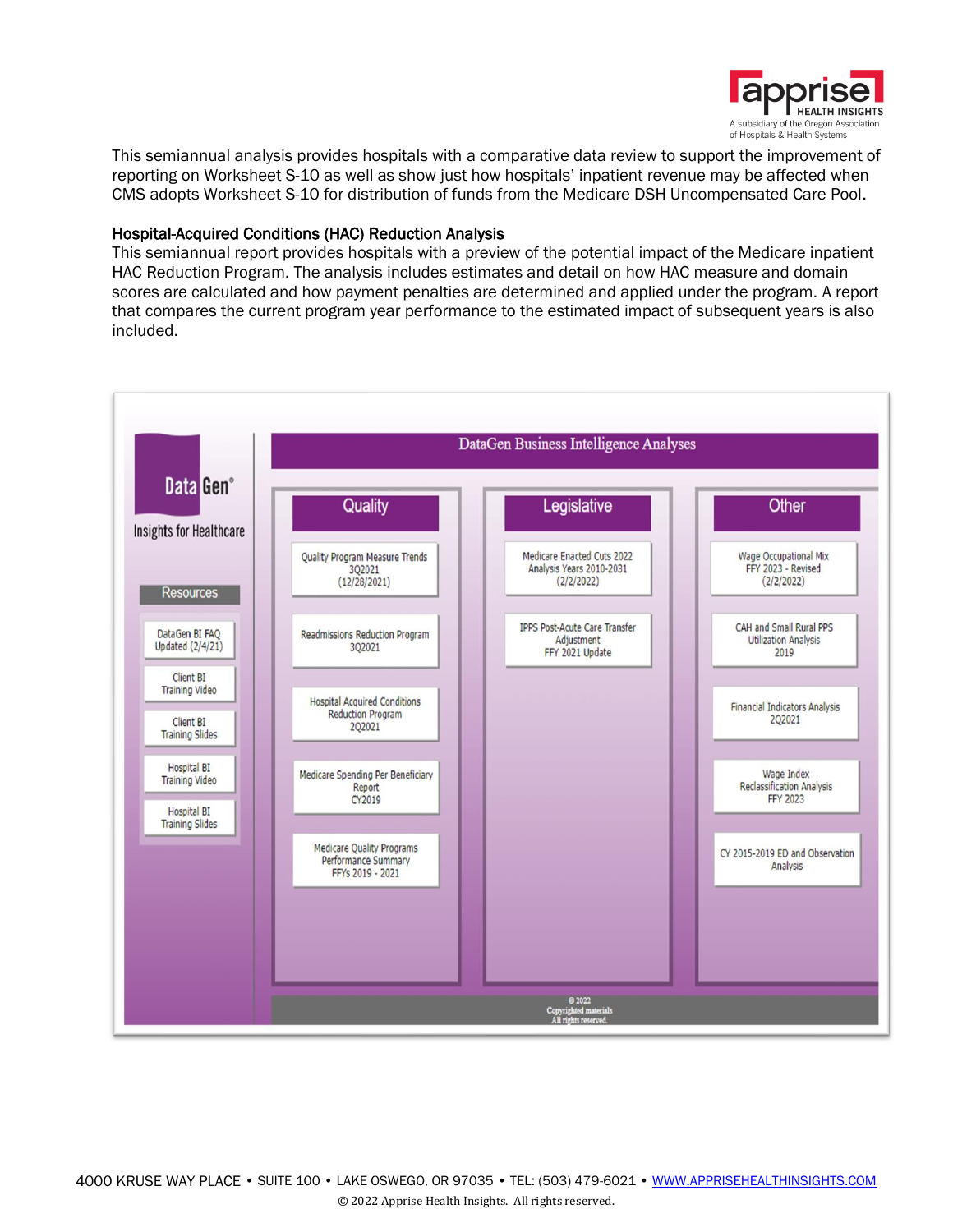This semiannual analysis provides hospitals with a comparative data review to support the improvement of reporting on Worksheet S-10 as well as show just how hospitals' inpatient revenue may be affected when CMS adopts Worksheet S-10 for distribution of funds from the Medicare DSH Uncompensated Care Pool.

### Hospital-Acquired Conditions (HAC) Reduction Analysis

This semiannual report provides hospitals with a preview of the potential impact of the Medicare inpatient HAC Reduction Program. The analysis includes estimates and detail on how HAC measure and domain scores are calculated and how payment penalties are determined and applied under the program. A report that compares the current program year performance to the estimated impact of subsequent years is also included.

**DataGen Business Intelligence Analyses**

DataGen® Insights for Healthcare

**Resources**

- DataGen BI FAQ Updated (2/4/21)
- Client BI Training Video
- Client BI Training Slides
- Hospital BI Training Video
- Hospital BI Training Slides

**Quality**

- Quality Program Measure Trends 3Q2021 (12/28/2021)
- Readmissions Reduction Program 3Q2021
- Hospital Acquired Conditions Reduction Program 2Q2021
- Medicare Spending Per Beneficiary Report CY2019
- Medicare Quality Programs Performance Summary FFYs 2019 - 2021

**Legislative**

- Medicare Enacted Cuts 2022 Analysis Years 2010-2031 (2/2/2022)
- IPPS Post-Acute Care Transfer Adjustment FFY 2021 Update

**Other**

- Wage Occupational Mix FFY 2023 - Revised (2/2/2022)
- CAH and Small Rural PPS Utilization Analysis 2019
- Financial Indicators Analysis 2Q2021
- Wage Index Reclassification Analysis FFY 2023
- CY 2015-2019 ED and Observation Analysis

© 2022 Copyrighted materials All rights reserved.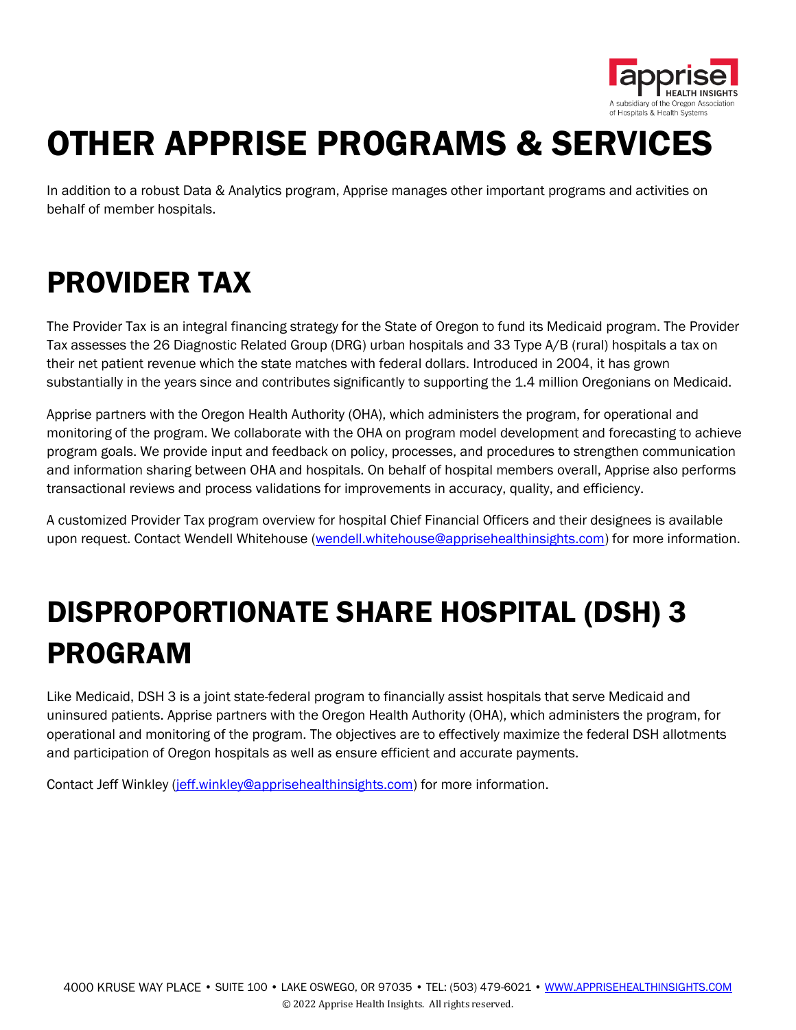# OTHER APPRISE PROGRAMS & SERVICES

In addition to a robust Data & Analytics program, Apprise manages other important programs and activities on behalf of member hospitals.

# PROVIDER TAX

The Provider Tax is an integral financing strategy for the State of Oregon to fund its Medicaid program. The Provider Tax assesses the 26 Diagnostic Related Group (DRG) urban hospitals and 33 Type A/B (rural) hospitals a tax on their net patient revenue which the state matches with federal dollars. Introduced in 2004, it has grown substantially in the years since and contributes significantly to supporting the 1.4 million Oregonians on Medicaid.

Apprise partners with the Oregon Health Authority (OHA), which administers the program, for operational and monitoring of the program. We collaborate with the OHA on program model development and forecasting to achieve program goals. We provide input and feedback on policy, processes, and procedures to strengthen communication and information sharing between OHA and hospitals. On behalf of hospital members overall, Apprise also performs transactional reviews and process validations for improvements in accuracy, quality, and efficiency.

A customized Provider Tax program overview for hospital Chief Financial Officers and their designees is available upon request. Contact Wendell Whitehouse (wendell.whitehouse@apprisehealthinsights.com) for more information.

# DISPROPORTIONATE SHARE HOSPITAL (DSH) 3 PROGRAM

Like Medicaid, DSH 3 is a joint state-federal program to financially assist hospitals that serve Medicaid and uninsured patients. Apprise partners with the Oregon Health Authority (OHA), which administers the program, for operational and monitoring of the program. The objectives are to effectively maximize the federal DSH allotments and participation of Oregon hospitals as well as ensure efficient and accurate payments.

Contact Jeff Winkley (jeff.winkley@apprisehealthinsights.com) for more information.